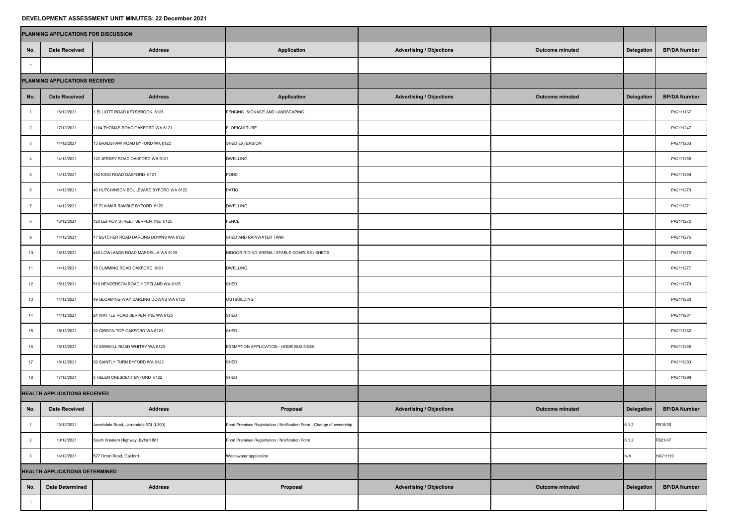# DEVELOPMENT ASSESSMENT UNIT MINUTES: 22 December 2021

| PLANNING APPLICATIONS FOR DISCUSSION | | | | | | | |
|---|---|---|---|---|---|---|---|
| No. | Date Received | Address | Application | Advertising / Objections | Outcome minuted | Delegation | BP/DA Number |
| 1 | | | | | | | |
| **PLANNING APPLICATIONS RECEIVED** | | | | | | | |
| No. | Date Received | Address | Application | Advertising / Objections | Outcome minuted | Delegation | BP/DA Number |
| 1 | 16/12/2021 | 1 ELLIOTT ROAD KEYSBROOK 6126 | FENCING, SIGNAGE AND LANDSCAPING | | | | PA21/1137 |
| 2 | 17/12/2021 | 1104 THOMAS ROAD OAKFORD WA 6121 | FLORICULTURE | | | | PA21/1247 |
| 3 | 14/12/2021 | 13 BRADSHAW ROAD BYFORD WA 6122 | SHED EXTENSION | | | | PA21/1263 |
| 4 | 14/12/2021 | 122 JERSEY ROAD OAKFORD WA 6121 | DWELLING | | | | PA21/1268 |
| 5 | 14/12/2021 | 152 KING ROAD OAKFORD 6121 | POND | | | | PA21/1269 |
| 6 | 14/12/2021 | 40 HUTCHINSON BOULEVARD BYFORD WA 6122 | PATIO | | | | PA21/1270 |
| 7 | 14/12/2021 | 37 PLAIMAR RAMBLE BYFORD 6122 | DWELLING | | | | PA21/1271 |
| 8 | 16/12/2021 | 120 LEFROY STREET SERPENTINE 6125 | FENCE | | | | PA21/1272 |
| 9 | 14/12/2021 | 17 BUTCHER ROAD DARLING DOWNS WA 6122 | SHED AND RAINWATER TANK | | | | PA21/1275 |
| 10 | 16/12/2021 | 440 LOWLANDS ROAD MARDELLA WA 6125 | INDOOR RIDING ARENA / STABLE COMPLEX / SHEDS | | | | PA21/1276 |
| 11 | 14/12/2021 | 78 CUMMING ROAD OAKFORD 6121 | DWELLING | | | | PA21/1277 |
| 12 | 15/12/2021 | 510 HENDERSON ROAD HOPELAND WA 6125 | SHED | | | | PA21/1279 |
| 13 | 14/12/2021 | 49 GLOAMING WAY DARLING DOWNS WA 6122 | OUTBUILDING | | | | PA21/1280 |
| 14 | 14/12/2021 | 24 WATTLE ROAD SERPENTINE WA 6125 | SHED | | | | PA21/1281 |
| 15 | 15/12/2021 | 22 GIBSON TOP OAKFORD WA 6121 | SHED | | | | PA21/1282 |
| 16 | 15/12/2021 | 12 SAWMILL ROAD WHITBY WA 6123 | EXEMPTION APPLICATION - HOME BUSINESS | | | | PA21/1285 |
| 17 | 16/12/2021 | 29 SAINTLY TURN BYFORD WA 6122 | SHED | | | | PA21/1293 |
| 18 | 17/12/2021 | 3 HELEN CRESCENT BYFORD 6122 | SHED | | | | PA21/1298 |
| **HEALTH APPLICATIONS RECEIVED** | | | | | | | |
| No. | Date Received | Address | Proposal | Advertising / Objections | Outcome minuted | Delegation | BP/DA Number |
| 1 | 13/12/2021 | Jarrahdale Road, Jarrahdale 674 (L300) | Food Premises Registration / Notification Form - Change of ownership | | | 6.1.2 | FB15/25 |
| 2 | 10/12/2021 | South Western Highway, Byford 881 | Food Premises Registration / Notification Form | | | 6.1.2 | FB21/47 |
| 3 | 14/12/2021 | 527 Orton Road, Oakford | Wastewater application | | | N/A | HA21/119 |
| **HEALTH APPLICATIONS DETERMINED** | | | | | | | |
| No. | Date Determined | Address | Proposal | Advertising / Objections | Outcome minuted | Delegation | BP/DA Number |
| 1 | | | | | | | |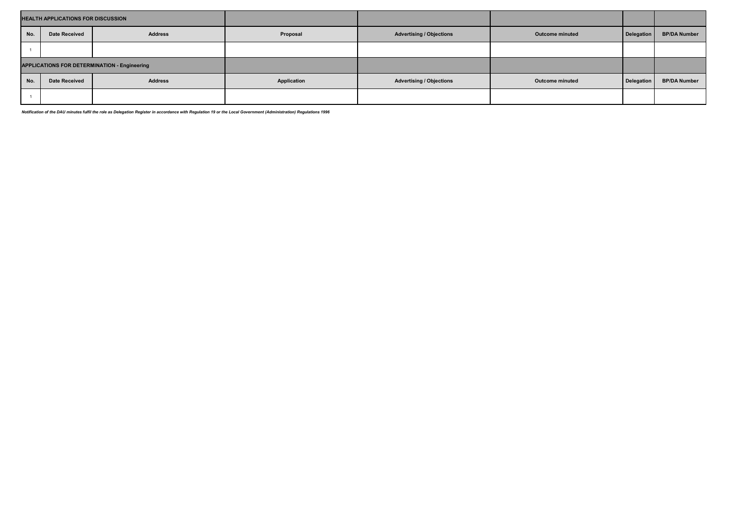| HEALTH APPLICATIONS FOR DISCUSSION | | | | | | | |
|---|---|---|---|---|---|---|---|
| No. | Date Received | Address | Proposal | Advertising / Objections | Outcome minuted | Delegation | BP/DA Number |
| 1 | | | | | | | |

| APPLICATIONS FOR DETERMINATION - Engineering | | | | | | | |
|---|---|---|---|---|---|---|---|
| No. | Date Received | Address | Application | Advertising / Objections | Outcome minuted | Delegation | BP/DA Number |
| 1 | | | | | | | |

***Notification of the DAU minutes fulfil the role as Delegation Register in accordance with Regulation 19 or the Local Government (Administration) Regulations 1996***